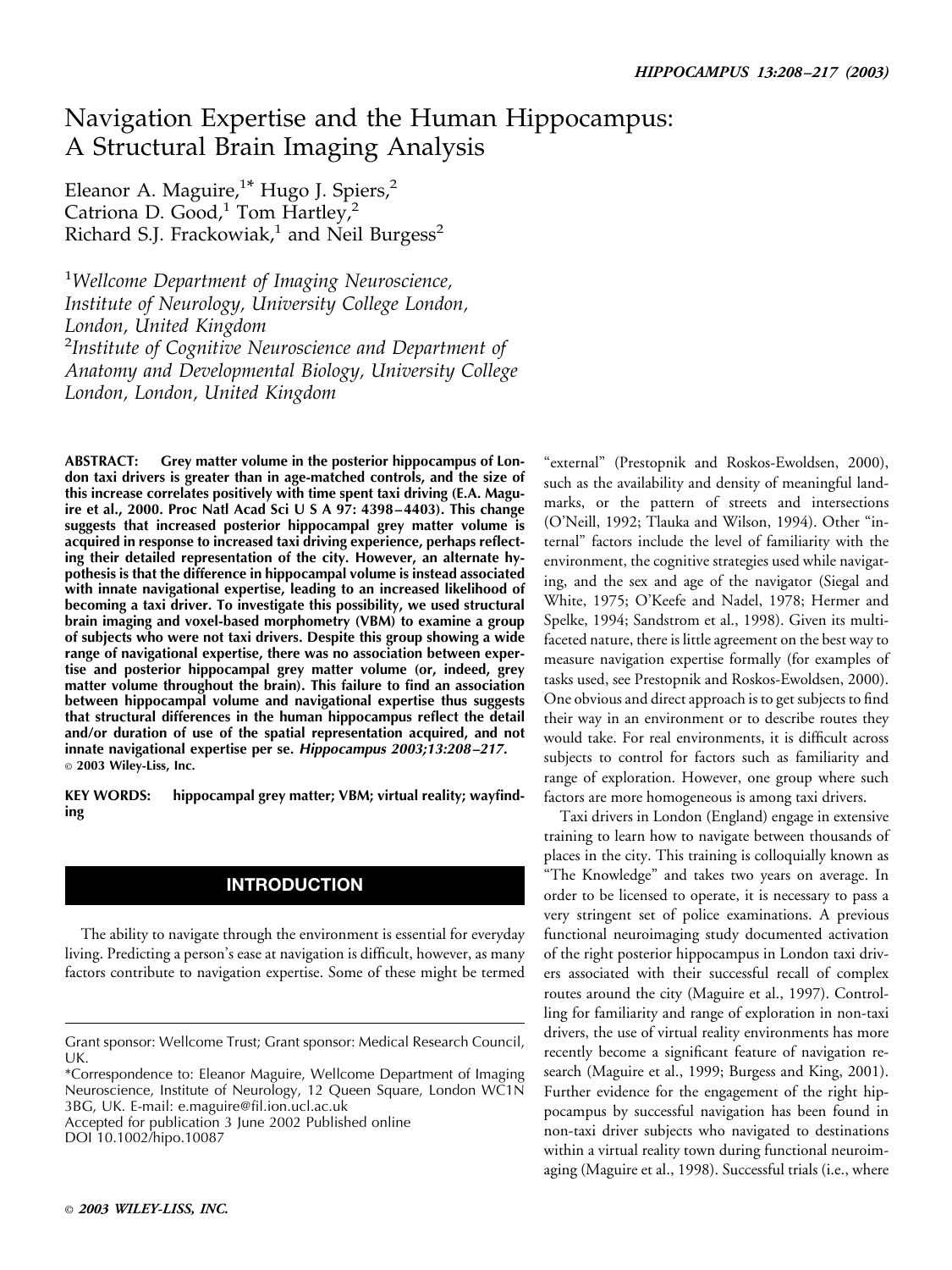# Navigation Expertise and the Human Hippocampus: A Structural Brain Imaging Analysis

Eleanor A. Maguire,[1*] Hugo J. Spiers,[2] Catriona D. Good,[1] Tom Hartley,[2] Richard S.J. Frackowiak,[1] and Neil Burgess[2]

[1]*Wellcome Department of Imaging Neuroscience, Institute of Neurology, University College London, London, United Kingdom*
[2]*Institute of Cognitive Neuroscience and Department of Anatomy and Developmental Biology, University College London, London, United Kingdom*

**ABSTRACT: Grey matter volume in the posterior hippocampus of London taxi drivers is greater than in age-matched controls, and the size of this increase correlates positively with time spent taxi driving (E.A. Maguire et al., 2000. Proc Natl Acad Sci U S A 97: 4398–4403). This change suggests that increased posterior hippocampal grey matter volume is acquired in response to increased taxi driving experience, perhaps reflecting their detailed representation of the city. However, an alternate hypothesis is that the difference in hippocampal volume is instead associated with innate navigational expertise, leading to an increased likelihood of becoming a taxi driver. To investigate this possibility, we used structural brain imaging and voxel-based morphometry (VBM) to examine a group of subjects who were not taxi drivers. Despite this group showing a wide range of navigational expertise, there was no association between expertise and posterior hippocampal grey matter volume (or, indeed, grey matter volume throughout the brain). This failure to find an association between hippocampal volume and navigational expertise thus suggests that structural differences in the human hippocampus reflect the detail and/or duration of use of the spatial representation acquired, and not innate navigational expertise per se.** ***Hippocampus 2003;13:208–217.*** **© 2003 Wiley-Liss, Inc.**

**KEY WORDS: hippocampal grey matter; VBM; virtual reality; wayfinding**

## INTRODUCTION

The ability to navigate through the environment is essential for everyday living. Predicting a person's ease at navigation is difficult, however, as many factors contribute to navigation expertise. Some of these might be termed "external" (Prestopnik and Roskos-Ewoldsen, 2000), such as the availability and density of meaningful landmarks, or the pattern of streets and intersections (O'Neill, 1992; Tlauka and Wilson, 1994). Other "internal" factors include the level of familiarity with the environment, the cognitive strategies used while navigating, and the sex and age of the navigator (Siegal and White, 1975; O'Keefe and Nadel, 1978; Hermer and Spelke, 1994; Sandstrom et al., 1998). Given its multifaceted nature, there is little agreement on the best way to measure navigation expertise formally (for examples of tasks used, see Prestopnik and Roskos-Ewoldsen, 2000). One obvious and direct approach is to get subjects to find their way in an environment or to describe routes they would take. For real environments, it is difficult across subjects to control for factors such as familiarity and range of exploration. However, one group where such factors are more homogeneous is among taxi drivers.

Taxi drivers in London (England) engage in extensive training to learn how to navigate between thousands of places in the city. This training is colloquially known as "The Knowledge" and takes two years on average. In order to be licensed to operate, it is necessary to pass a very stringent set of police examinations. A previous functional neuroimaging study documented activation of the right posterior hippocampus in London taxi drivers associated with their successful recall of complex routes around the city (Maguire et al., 1997). Controlling for familiarity and range of exploration in non-taxi drivers, the use of virtual reality environments has more recently become a significant feature of navigation research (Maguire et al., 1999; Burgess and King, 2001). Further evidence for the engagement of the right hippocampus by successful navigation has been found in non-taxi driver subjects who navigated to destinations within a virtual reality town during functional neuroimaging (Maguire et al., 1998). Successful trials (i.e., where

Grant sponsor: Wellcome Trust; Grant sponsor: Medical Research Council, UK.
*Correspondence to: Eleanor Maguire, Wellcome Department of Imaging Neuroscience, Institute of Neurology, 12 Queen Square, London WC1N 3BG, UK. E-mail: e.maguire@fil.ion.ucl.ac.uk
Accepted for publication 3 June 2002 Published online
DOI 10.1002/hipo.10087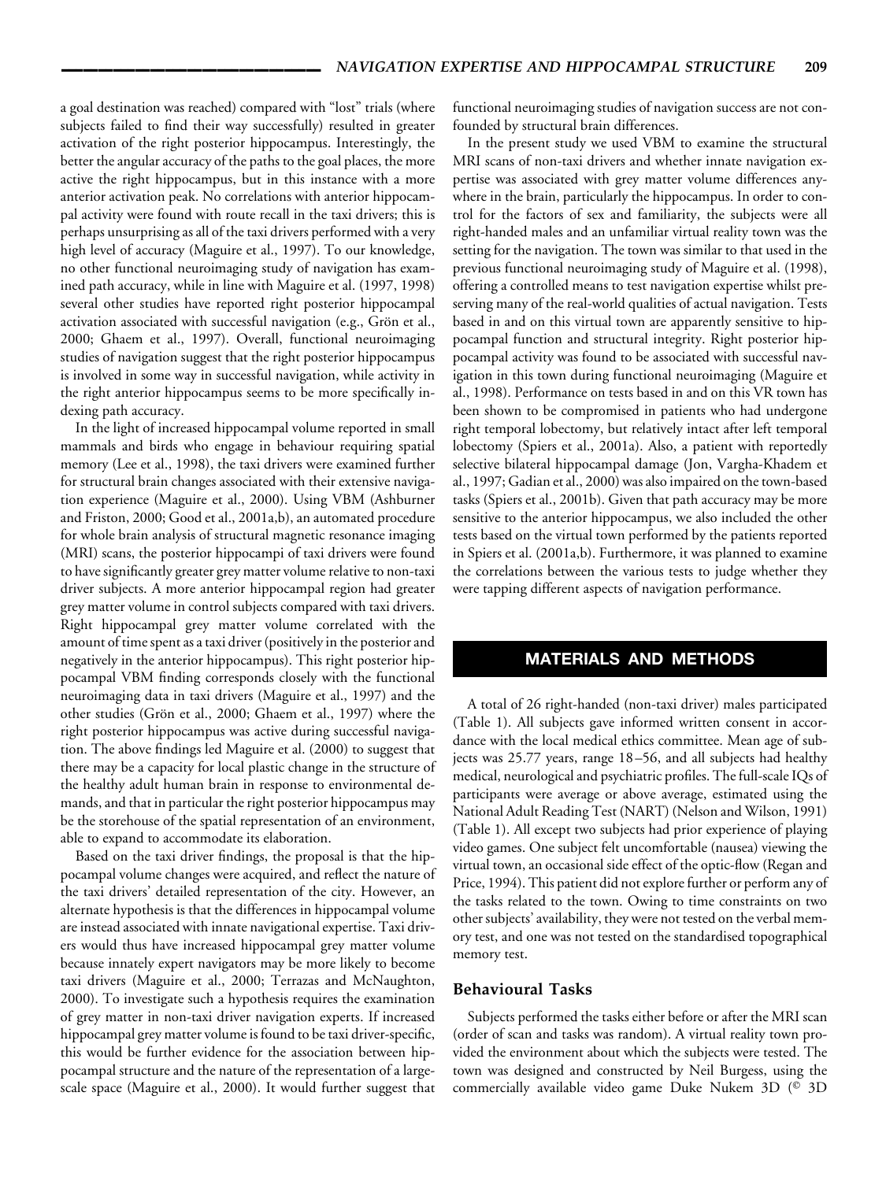a goal destination was reached) compared with "lost" trials (where subjects failed to find their way successfully) resulted in greater activation of the right posterior hippocampus. Interestingly, the better the angular accuracy of the paths to the goal places, the more active the right hippocampus, but in this instance with a more anterior activation peak. No correlations with anterior hippocampal activity were found with route recall in the taxi drivers; this is perhaps unsurprising as all of the taxi drivers performed with a very high level of accuracy (Maguire et al., 1997). To our knowledge, no other functional neuroimaging study of navigation has examined path accuracy, while in line with Maguire et al. (1997, 1998) several other studies have reported right posterior hippocampal activation associated with successful navigation (e.g., Grön et al., 2000; Ghaem et al., 1997). Overall, functional neuroimaging studies of navigation suggest that the right posterior hippocampus is involved in some way in successful navigation, while activity in the right anterior hippocampus seems to be more specifically indexing path accuracy.

In the light of increased hippocampal volume reported in small mammals and birds who engage in behaviour requiring spatial memory (Lee et al., 1998), the taxi drivers were examined further for structural brain changes associated with their extensive navigation experience (Maguire et al., 2000). Using VBM (Ashburner and Friston, 2000; Good et al., 2001a,b), an automated procedure for whole brain analysis of structural magnetic resonance imaging (MRI) scans, the posterior hippocampi of taxi drivers were found to have significantly greater grey matter volume relative to non-taxi driver subjects. A more anterior hippocampal region had greater grey matter volume in control subjects compared with taxi drivers. Right hippocampal grey matter volume correlated with the amount of time spent as a taxi driver (positively in the posterior and negatively in the anterior hippocampus). This right posterior hippocampal VBM finding corresponds closely with the functional neuroimaging data in taxi drivers (Maguire et al., 1997) and the other studies (Grön et al., 2000; Ghaem et al., 1997) where the right posterior hippocampus was active during successful navigation. The above findings led Maguire et al. (2000) to suggest that there may be a capacity for local plastic change in the structure of the healthy adult human brain in response to environmental demands, and that in particular the right posterior hippocampus may be the storehouse of the spatial representation of an environment, able to expand to accommodate its elaboration.

Based on the taxi driver findings, the proposal is that the hippocampal volume changes were acquired, and reflect the nature of the taxi drivers' detailed representation of the city. However, an alternate hypothesis is that the differences in hippocampal volume are instead associated with innate navigational expertise. Taxi drivers would thus have increased hippocampal grey matter volume because innately expert navigators may be more likely to become taxi drivers (Maguire et al., 2000; Terrazas and McNaughton, 2000). To investigate such a hypothesis requires the examination of grey matter in non-taxi driver navigation experts. If increased hippocampal grey matter volume is found to be taxi driver-specific, this would be further evidence for the association between hippocampal structure and the nature of the representation of a large-scale space (Maguire et al., 2000). It would further suggest that functional neuroimaging studies of navigation success are not confounded by structural brain differences.

In the present study we used VBM to examine the structural MRI scans of non-taxi drivers and whether innate navigation expertise was associated with grey matter volume differences anywhere in the brain, particularly the hippocampus. In order to control for the factors of sex and familiarity, the subjects were all right-handed males and an unfamiliar virtual reality town was the setting for the navigation. The town was similar to that used in the previous functional neuroimaging study of Maguire et al. (1998), offering a controlled means to test navigation expertise whilst preserving many of the real-world qualities of actual navigation. Tests based in and on this virtual town are apparently sensitive to hippocampal function and structural integrity. Right posterior hippocampal activity was found to be associated with successful navigation in this town during functional neuroimaging (Maguire et al., 1998). Performance on tests based in and on this VR town has been shown to be compromised in patients who had undergone right temporal lobectomy, but relatively intact after left temporal lobectomy (Spiers et al., 2001a). Also, a patient with reportedly selective bilateral hippocampal damage (Jon, Vargha-Khadem et al., 1997; Gadian et al., 2000) was also impaired on the town-based tasks (Spiers et al., 2001b). Given that path accuracy may be more sensitive to the anterior hippocampus, we also included the other tests based on the virtual town performed by the patients reported in Spiers et al. (2001a,b). Furthermore, it was planned to examine the correlations between the various tests to judge whether they were tapping different aspects of navigation performance.

## MATERIALS AND METHODS

A total of 26 right-handed (non-taxi driver) males participated (Table 1). All subjects gave informed written consent in accordance with the local medical ethics committee. Mean age of subjects was 25.77 years, range 18–56, and all subjects had healthy medical, neurological and psychiatric profiles. The full-scale IQs of participants were average or above average, estimated using the National Adult Reading Test (NART) (Nelson and Wilson, 1991) (Table 1). All except two subjects had prior experience of playing video games. One subject felt uncomfortable (nausea) viewing the virtual town, an occasional side effect of the optic-flow (Regan and Price, 1994). This patient did not explore further or perform any of the tasks related to the town. Owing to time constraints on two other subjects' availability, they were not tested on the verbal memory test, and one was not tested on the standardised topographical memory test.

### Behavioural Tasks

Subjects performed the tasks either before or after the MRI scan (order of scan and tasks was random). A virtual reality town provided the environment about which the subjects were tested. The town was designed and constructed by Neil Burgess, using the commercially available video game Duke Nukem 3D (© 3D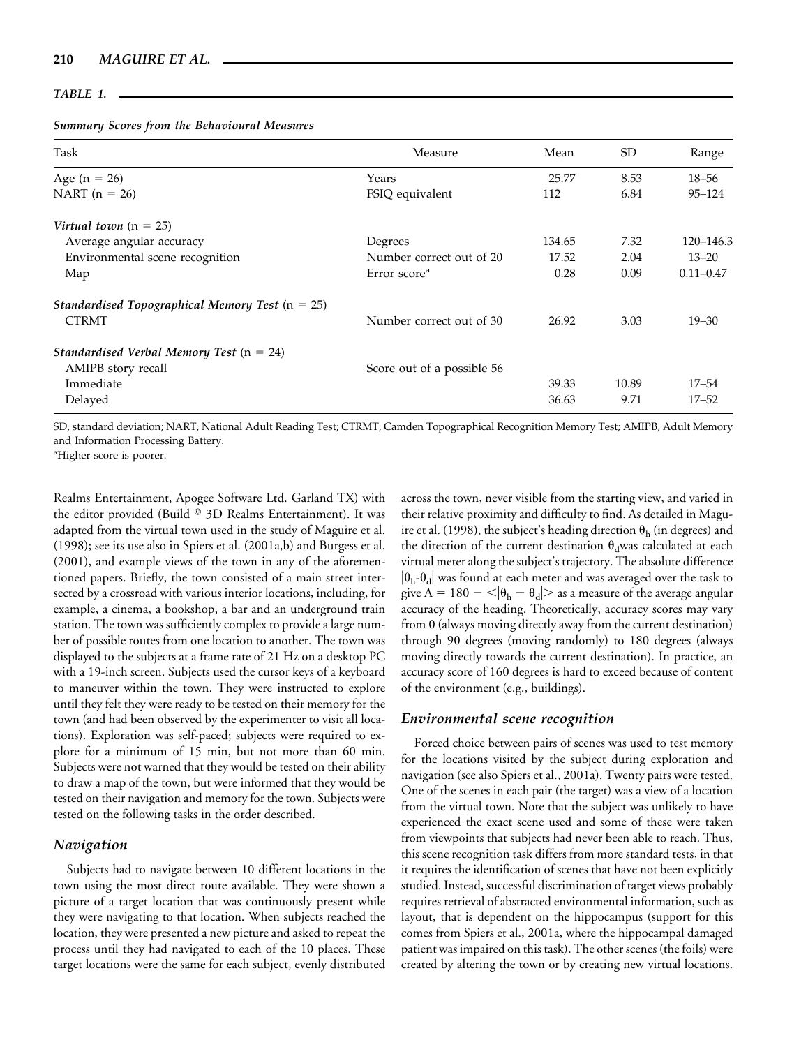*TABLE 1.*

***Summary Scores from the Behavioural Measures***

| Task | Measure | Mean | SD | Range |
|---|---|---|---|---|
| Age (n = 26) | Years | 25.77 | 8.53 | 18–56 |
| NART (n = 26) | FSIQ equivalent | 112 | 6.84 | 95–124 |
| ***Virtual town*** (n = 25) | | | | |
| Average angular accuracy | Degrees | 134.65 | 7.32 | 120–146.3 |
| Environmental scene recognition | Number correct out of 20 | 17.52 | 2.04 | 13–20 |
| Map | Error score[a] | 0.28 | 0.09 | 0.11–0.47 |
| ***Standardised Topographical Memory Test*** (n = 25) | | | | |
| CTRMT | Number correct out of 30 | 26.92 | 3.03 | 19–30 |
| ***Standardised Verbal Memory Test*** (n = 24) | | | | |
| AMIPB story recall | Score out of a possible 56 | | | |
| Immediate | | 39.33 | 10.89 | 17–54 |
| Delayed | | 36.63 | 9.71 | 17–52 |

SD, standard deviation; NART, National Adult Reading Test; CTRMT, Camden Topographical Recognition Memory Test; AMIPB, Adult Memory and Information Processing Battery.

[a]Higher score is poorer.

Realms Entertainment, Apogee Software Ltd. Garland TX) with the editor provided (Build © 3D Realms Entertainment). It was adapted from the virtual town used in the study of Maguire et al. (1998); see its use also in Spiers et al. (2001a,b) and Burgess et al. (2001), and example views of the town in any of the aforementioned papers. Briefly, the town consisted of a main street intersected by a crossroad with various interior locations, including, for example, a cinema, a bookshop, a bar and an underground train station. The town was sufficiently complex to provide a large number of possible routes from one location to another. The town was displayed to the subjects at a frame rate of 21 Hz on a desktop PC with a 19-inch screen. Subjects used the cursor keys of a keyboard to maneuver within the town. They were instructed to explore until they felt they were ready to be tested on their memory for the town (and had been observed by the experimenter to visit all locations). Exploration was self-paced; subjects were required to explore for a minimum of 15 min, but not more than 60 min. Subjects were not warned that they would be tested on their ability to draw a map of the town, but were informed that they would be tested on their navigation and memory for the town. Subjects were tested on the following tasks in the order described.

### Navigation

Subjects had to navigate between 10 different locations in the town using the most direct route available. They were shown a picture of a target location that was continuously present while they were navigating to that location. When subjects reached the location, they were presented a new picture and asked to repeat the process until they had navigated to each of the 10 places. These target locations were the same for each subject, evenly distributed across the town, never visible from the starting view, and varied in their relative proximity and difficulty to find. As detailed in Maguire et al. (1998), the subject's heading direction $\theta_h$ (in degrees) and the direction of the current destination $\theta_d$ was calculated at each virtual meter along the subject's trajectory. The absolute difference $|\theta_h - \theta_d|$ was found at each meter and was averaged over the task to give $A = 180 - \langle|\theta_h - \theta_d|\rangle$ as a measure of the average angular accuracy of the heading. Theoretically, accuracy scores may vary from 0 (always moving directly away from the current destination) through 90 degrees (moving randomly) to 180 degrees (always moving directly towards the current destination). In practice, an accuracy score of 160 degrees is hard to exceed because of content of the environment (e.g., buildings).

### Environmental scene recognition

Forced choice between pairs of scenes was used to test memory for the locations visited by the subject during exploration and navigation (see also Spiers et al., 2001a). Twenty pairs were tested. One of the scenes in each pair (the target) was a view of a location from the virtual town. Note that the subject was unlikely to have experienced the exact scene used and some of these were taken from viewpoints that subjects had never been able to reach. Thus, this scene recognition task differs from more standard tests, in that it requires the identification of scenes that have not been explicitly studied. Instead, successful discrimination of target views probably requires retrieval of abstracted environmental information, such as layout, that is dependent on the hippocampus (support for this comes from Spiers et al., 2001a, where the hippocampal damaged patient was impaired on this task). The other scenes (the foils) were created by altering the town or by creating new virtual locations.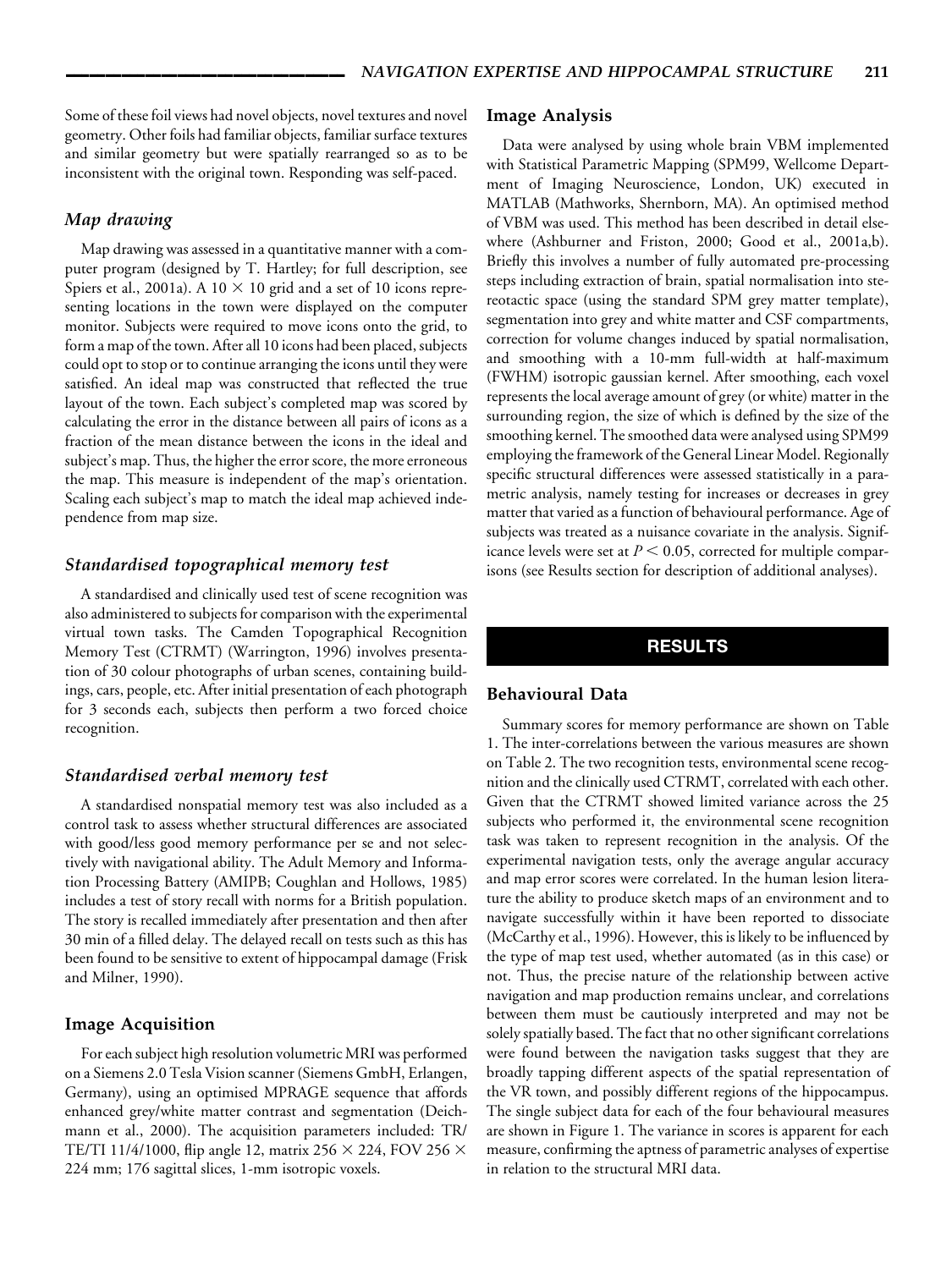Some of these foil views had novel objects, novel textures and novel geometry. Other foils had familiar objects, familiar surface textures and similar geometry but were spatially rearranged so as to be inconsistent with the original town. Responding was self-paced.

### *Map drawing*

Map drawing was assessed in a quantitative manner with a computer program (designed by T. Hartley; for full description, see Spiers et al., 2001a). A $10 \times 10$ grid and a set of 10 icons representing locations in the town were displayed on the computer monitor. Subjects were required to move icons onto the grid, to form a map of the town. After all 10 icons had been placed, subjects could opt to stop or to continue arranging the icons until they were satisfied. An ideal map was constructed that reflected the true layout of the town. Each subject's completed map was scored by calculating the error in the distance between all pairs of icons as a fraction of the mean distance between the icons in the ideal and subject's map. Thus, the higher the error score, the more erroneous the map. This measure is independent of the map's orientation. Scaling each subject's map to match the ideal map achieved independence from map size.

### *Standardised topographical memory test*

A standardised and clinically used test of scene recognition was also administered to subjects for comparison with the experimental virtual town tasks. The Camden Topographical Recognition Memory Test (CTRMT) (Warrington, 1996) involves presentation of 30 colour photographs of urban scenes, containing buildings, cars, people, etc. After initial presentation of each photograph for 3 seconds each, subjects then perform a two forced choice recognition.

### *Standardised verbal memory test*

A standardised nonspatial memory test was also included as a control task to assess whether structural differences are associated with good/less good memory performance per se and not selectively with navigational ability. The Adult Memory and Information Processing Battery (AMIPB; Coughlan and Hollows, 1985) includes a test of story recall with norms for a British population. The story is recalled immediately after presentation and then after 30 min of a filled delay. The delayed recall on tests such as this has been found to be sensitive to extent of hippocampal damage (Frisk and Milner, 1990).

## Image Acquisition

For each subject high resolution volumetric MRI was performed on a Siemens 2.0 Tesla Vision scanner (Siemens GmbH, Erlangen, Germany), using an optimised MPRAGE sequence that affords enhanced grey/white matter contrast and segmentation (Deichmann et al., 2000). The acquisition parameters included: TR/TE/TI 11/4/1000, flip angle 12, matrix $256 \times 224$, FOV $256 \times 224$ mm; 176 sagittal slices, 1-mm isotropic voxels.

## Image Analysis

Data were analysed by using whole brain VBM implemented with Statistical Parametric Mapping (SPM99, Wellcome Department of Imaging Neuroscience, London, UK) executed in MATLAB (Mathworks, Shernborn, MA). An optimised method of VBM was used. This method has been described in detail elsewhere (Ashburner and Friston, 2000; Good et al., 2001a,b). Briefly this involves a number of fully automated pre-processing steps including extraction of brain, spatial normalisation into stereotactic space (using the standard SPM grey matter template), segmentation into grey and white matter and CSF compartments, correction for volume changes induced by spatial normalisation, and smoothing with a 10-mm full-width at half-maximum (FWHM) isotropic gaussian kernel. After smoothing, each voxel represents the local average amount of grey (or white) matter in the surrounding region, the size of which is defined by the size of the smoothing kernel. The smoothed data were analysed using SPM99 employing the framework of the General Linear Model. Regionally specific structural differences were assessed statistically in a parametric analysis, namely testing for increases or decreases in grey matter that varied as a function of behavioural performance. Age of subjects was treated as a nuisance covariate in the analysis. Significance levels were set at $P < 0.05$, corrected for multiple comparisons (see Results section for description of additional analyses).

# RESULTS

## Behavioural Data

Summary scores for memory performance are shown on Table 1. The inter-correlations between the various measures are shown on Table 2. The two recognition tests, environmental scene recognition and the clinically used CTRMT, correlated with each other. Given that the CTRMT showed limited variance across the 25 subjects who performed it, the environmental scene recognition task was taken to represent recognition in the analysis. Of the experimental navigation tests, only the average angular accuracy and map error scores were correlated. In the human lesion literature the ability to produce sketch maps of an environment and to navigate successfully within it have been reported to dissociate (McCarthy et al., 1996). However, this is likely to be influenced by the type of map test used, whether automated (as in this case) or not. Thus, the precise nature of the relationship between active navigation and map production remains unclear, and correlations between them must be cautiously interpreted and may not be solely spatially based. The fact that no other significant correlations were found between the navigation tasks suggest that they are broadly tapping different aspects of the spatial representation of the VR town, and possibly different regions of the hippocampus. The single subject data for each of the four behavioural measures are shown in Figure 1. The variance in scores is apparent for each measure, confirming the aptness of parametric analyses of expertise in relation to the structural MRI data.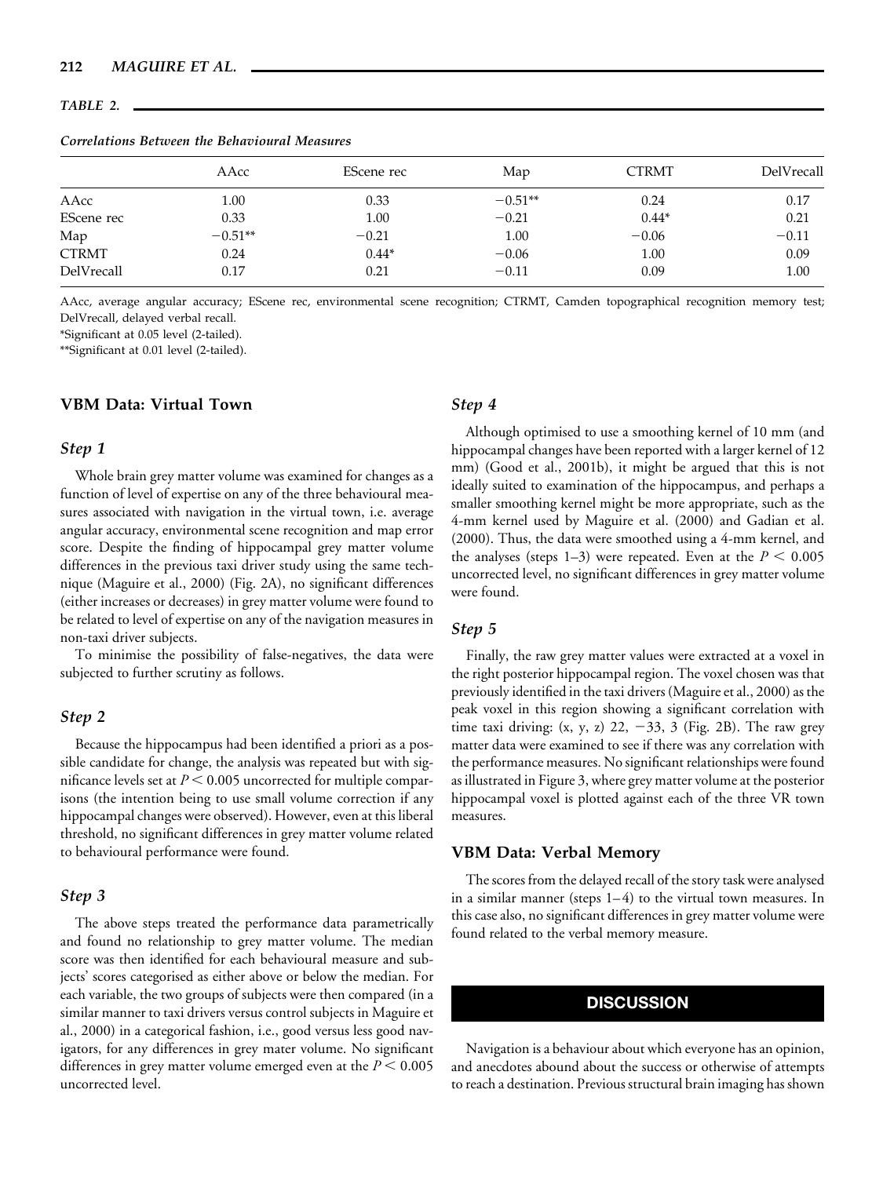*TABLE 2.*

***Correlations Between the Behavioural Measures***

| | AAcc | EScene rec | Map | CTRMT | DelVrecall |
|---|---|---|---|---|---|
| AAcc | 1.00 | 0.33 | −0.51** | 0.24 | 0.17 |
| EScene rec | 0.33 | 1.00 | −0.21 | 0.44* | 0.21 |
| Map | −0.51** | −0.21 | 1.00 | −0.06 | −0.11 |
| CTRMT | 0.24 | 0.44* | −0.06 | 1.00 | 0.09 |
| DelVrecall | 0.17 | 0.21 | −0.11 | 0.09 | 1.00 |

AAcc, average angular accuracy; EScene rec, environmental scene recognition; CTRMT, Camden topographical recognition memory test; DelVrecall, delayed verbal recall.

*Significant at 0.05 level (2-tailed).

**Significant at 0.01 level (2-tailed).

## VBM Data: Virtual Town

### *Step 1*

Whole brain grey matter volume was examined for changes as a function of level of expertise on any of the three behavioural measures associated with navigation in the virtual town, i.e. average angular accuracy, environmental scene recognition and map error score. Despite the finding of hippocampal grey matter volume differences in the previous taxi driver study using the same technique (Maguire et al., 2000) (Fig. 2A), no significant differences (either increases or decreases) in grey matter volume were found to be related to level of expertise on any of the navigation measures in non-taxi driver subjects.

To minimise the possibility of false-negatives, the data were subjected to further scrutiny as follows.

### *Step 2*

Because the hippocampus had been identified a priori as a possible candidate for change, the analysis was repeated but with significance levels set at $P < 0.005$ uncorrected for multiple comparisons (the intention being to use small volume correction if any hippocampal changes were observed). However, even at this liberal threshold, no significant differences in grey matter volume related to behavioural performance were found.

### *Step 3*

The above steps treated the performance data parametrically and found no relationship to grey matter volume. The median score was then identified for each behavioural measure and subjects' scores categorised as either above or below the median. For each variable, the two groups of subjects were then compared (in a similar manner to taxi drivers versus control subjects in Maguire et al., 2000) in a categorical fashion, i.e., good versus less good navigators, for any differences in grey mater volume. No significant differences in grey matter volume emerged even at the $P < 0.005$ uncorrected level.

### *Step 4*

Although optimised to use a smoothing kernel of 10 mm (and hippocampal changes have been reported with a larger kernel of 12 mm) (Good et al., 2001b), it might be argued that this is not ideally suited to examination of the hippocampus, and perhaps a smaller smoothing kernel might be more appropriate, such as the 4-mm kernel used by Maguire et al. (2000) and Gadian et al. (2000). Thus, the data were smoothed using a 4-mm kernel, and the analyses (steps 1–3) were repeated. Even at the $P < 0.005$ uncorrected level, no significant differences in grey matter volume were found.

### *Step 5*

Finally, the raw grey matter values were extracted at a voxel in the right posterior hippocampal region. The voxel chosen was that previously identified in the taxi drivers (Maguire et al., 2000) as the peak voxel in this region showing a significant correlation with time taxi driving: (x, y, z) 22, −33, 3 (Fig. 2B). The raw grey matter data were examined to see if there was any correlation with the performance measures. No significant relationships were found as illustrated in Figure 3, where grey matter volume at the posterior hippocampal voxel is plotted against each of the three VR town measures.

## VBM Data: Verbal Memory

The scores from the delayed recall of the story task were analysed in a similar manner (steps 1–4) to the virtual town measures. In this case also, no significant differences in grey matter volume were found related to the verbal memory measure.

# DISCUSSION

Navigation is a behaviour about which everyone has an opinion, and anecdotes abound about the success or otherwise of attempts to reach a destination. Previous structural brain imaging has shown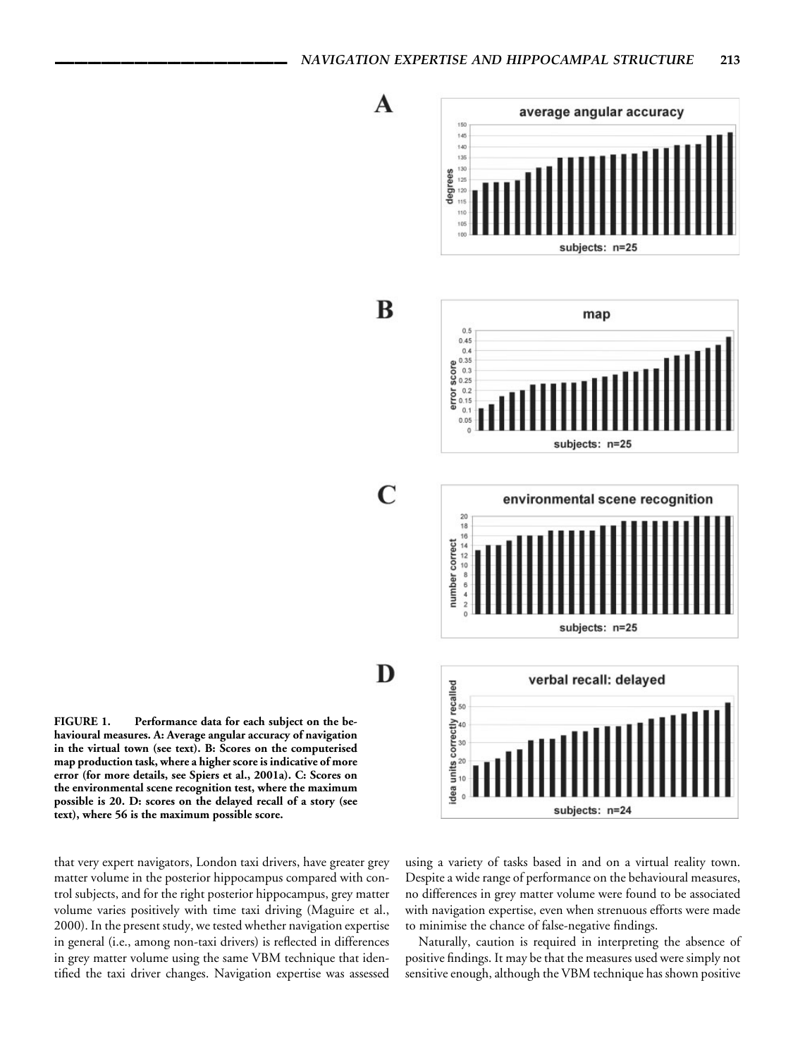**FIGURE 1.** Performance data for each subject on the behavioural measures. A: Average angular accuracy of navigation in the virtual town (see text). B: Scores on the computerised map production task, where a higher score is indicative of more error (for more details, see Spiers et al., 2001a). C: Scores on the environmental scene recognition test, where the maximum possible is 20. D: scores on the delayed recall of a story (see text), where 56 is the maximum possible score.

that very expert navigators, London taxi drivers, have greater grey matter volume in the posterior hippocampus compared with control subjects, and for the right posterior hippocampus, grey matter volume varies positively with time taxi driving (Maguire et al., 2000). In the present study, we tested whether navigation expertise in general (i.e., among non-taxi drivers) is reflected in differences in grey matter volume using the same VBM technique that identified the taxi driver changes. Navigation expertise was assessed using a variety of tasks based in and on a virtual reality town. Despite a wide range of performance on the behavioural measures, no differences in grey matter volume were found to be associated with navigation expertise, even when strenuous efforts were made to minimise the chance of false-negative findings.

Naturally, caution is required in interpreting the absence of positive findings. It may be that the measures used were simply not sensitive enough, although the VBM technique has shown positive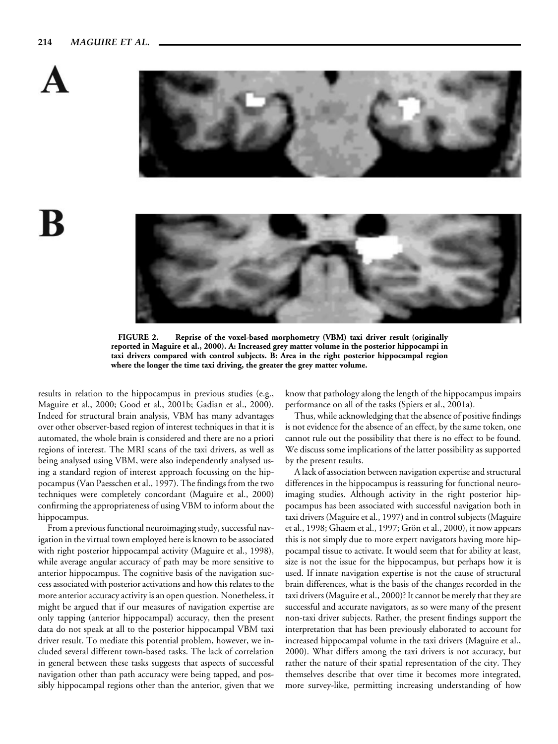**FIGURE 2.** **Reprise of the voxel-based morphometry (VBM) taxi driver result (originally reported in Maguire et al., 2000). A: Increased grey matter volume in the posterior hippocampi in taxi drivers compared with control subjects. B: Area in the right posterior hippocampal region where the longer the time taxi driving, the greater the grey matter volume.**

results in relation to the hippocampus in previous studies (e.g., Maguire et al., 2000; Good et al., 2001b; Gadian et al., 2000). Indeed for structural brain analysis, VBM has many advantages over other observer-based region of interest techniques in that it is automated, the whole brain is considered and there are no a priori regions of interest. The MRI scans of the taxi drivers, as well as being analysed using VBM, were also independently analysed using a standard region of interest approach focussing on the hippocampus (Van Paesschen et al., 1997). The findings from the two techniques were completely concordant (Maguire et al., 2000) confirming the appropriateness of using VBM to inform about the hippocampus.

From a previous functional neuroimaging study, successful navigation in the virtual town employed here is known to be associated with right posterior hippocampal activity (Maguire et al., 1998), while average angular accuracy of path may be more sensitive to anterior hippocampus. The cognitive basis of the navigation success associated with posterior activations and how this relates to the more anterior accuracy activity is an open question. Nonetheless, it might be argued that if our measures of navigation expertise are only tapping (anterior hippocampal) accuracy, then the present data do not speak at all to the posterior hippocampal VBM taxi driver result. To mediate this potential problem, however, we included several different town-based tasks. The lack of correlation in general between these tasks suggests that aspects of successful navigation other than path accuracy were being tapped, and possibly hippocampal regions other than the anterior, given that we know that pathology along the length of the hippocampus impairs performance on all of the tasks (Spiers et al., 2001a).

Thus, while acknowledging that the absence of positive findings is not evidence for the absence of an effect, by the same token, one cannot rule out the possibility that there is no effect to be found. We discuss some implications of the latter possibility as supported by the present results.

A lack of association between navigation expertise and structural differences in the hippocampus is reassuring for functional neuroimaging studies. Although activity in the right posterior hippocampus has been associated with successful navigation both in taxi drivers (Maguire et al., 1997) and in control subjects (Maguire et al., 1998; Ghaem et al., 1997; Grön et al., 2000), it now appears this is not simply due to more expert navigators having more hippocampal tissue to activate. It would seem that for ability at least, size is not the issue for the hippocampus, but perhaps how it is used. If innate navigation expertise is not the cause of structural brain differences, what is the basis of the changes recorded in the taxi drivers (Maguire et al., 2000)? It cannot be merely that they are successful and accurate navigators, as so were many of the present non-taxi driver subjects. Rather, the present findings support the interpretation that has been previously elaborated to account for increased hippocampal volume in the taxi drivers (Maguire et al., 2000). What differs among the taxi drivers is not accuracy, but rather the nature of their spatial representation of the city. They themselves describe that over time it becomes more integrated, more survey-like, permitting increasing understanding of how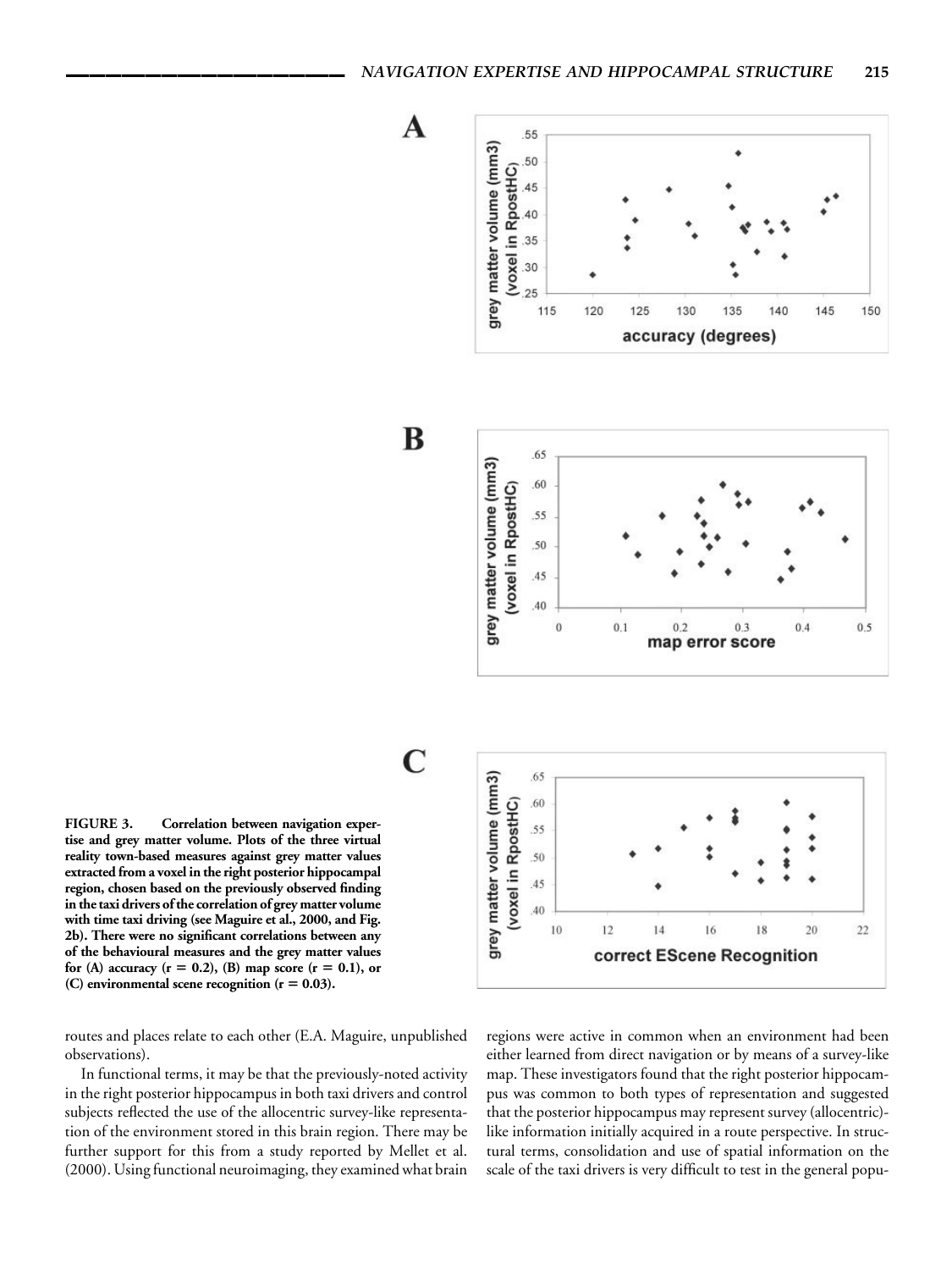FIGURE 3. Correlation between navigation expertise and grey matter volume. Plots of the three virtual reality town-based measures against grey matter values extracted from a voxel in the right posterior hippocampal region, chosen based on the previously observed finding in the taxi drivers of the correlation of grey matter volume with time taxi driving (see Maguire et al., 2000, and Fig. 2b). There were no significant correlations between any of the behavioural measures and the grey matter values for (A) accuracy ($r = 0.2$), (B) map score ($r = 0.1$), or (C) environmental scene recognition ($r = 0.03$).

routes and places relate to each other (E.A. Maguire, unpublished observations).

In functional terms, it may be that the previously-noted activity in the right posterior hippocampus in both taxi drivers and control subjects reflected the use of the allocentric survey-like representation of the environment stored in this brain region. There may be further support for this from a study reported by Mellet et al. (2000). Using functional neuroimaging, they examined what brain regions were active in common when an environment had been either learned from direct navigation or by means of a survey-like map. These investigators found that the right posterior hippocampus was common to both types of representation and suggested that the posterior hippocampus may represent survey (allocentric)-like information initially acquired in a route perspective. In structural terms, consolidation and use of spatial information on the scale of the taxi drivers is very difficult to test in the general popu-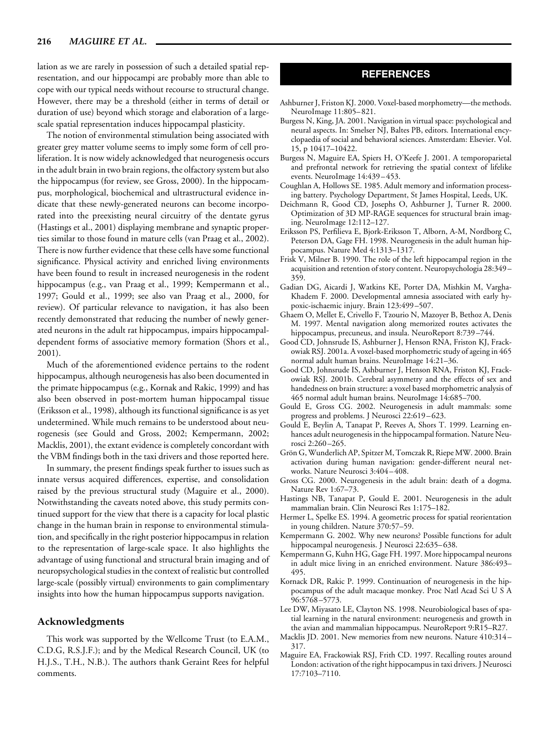lation as we are rarely in possession of such a detailed spatial representation, and our hippocampi are probably more than able to cope with our typical needs without recourse to structural change. However, there may be a threshold (either in terms of detail or duration of use) beyond which storage and elaboration of a large-scale spatial representation induces hippocampal plasticity.

The notion of environmental stimulation being associated with greater grey matter volume seems to imply some form of cell proliferation. It is now widely acknowledged that neurogenesis occurs in the adult brain in two brain regions, the olfactory system but also the hippocampus (for review, see Gross, 2000). In the hippocampus, morphological, biochemical and ultrastructural evidence indicate that these newly-generated neurons can become incorporated into the preexisting neural circuitry of the dentate gyrus (Hastings et al., 2001) displaying membrane and synaptic properties similar to those found in mature cells (van Praag et al., 2002). There is now further evidence that these cells have some functional significance. Physical activity and enriched living environments have been found to result in increased neurogenesis in the rodent hippocampus (e.g., van Praag et al., 1999; Kempermann et al., 1997; Gould et al., 1999; see also van Praag et al., 2000, for review). Of particular relevance to navigation, it has also been recently demonstrated that reducing the number of newly generated neurons in the adult rat hippocampus, impairs hippocampal-dependent forms of associative memory formation (Shors et al., 2001).

Much of the aforementioned evidence pertains to the rodent hippocampus, although neurogenesis has also been documented in the primate hippocampus (e.g., Kornak and Rakic, 1999) and has also been observed in post-mortem human hippocampal tissue (Eriksson et al., 1998), although its functional significance is as yet undetermined. While much remains to be understood about neurogenesis (see Gould and Gross, 2002; Kempermann, 2002; Macklis, 2001), the extant evidence is completely concordant with the VBM findings both in the taxi drivers and those reported here.

In summary, the present findings speak further to issues such as innate versus acquired differences, expertise, and consolidation raised by the previous structural study (Maguire et al., 2000). Notwithstanding the caveats noted above, this study permits continued support for the view that there is a capacity for local plastic change in the human brain in response to environmental stimulation, and specifically in the right posterior hippocampus in relation to the representation of large-scale space. It also highlights the advantage of using functional and structural brain imaging and of neuropsychological studies in the context of realistic but controlled large-scale (possibly virtual) environments to gain complimentary insights into how the human hippocampus supports navigation.

## Acknowledgments

This work was supported by the Wellcome Trust (to E.A.M., C.D.G, R.S.J.F.); and by the Medical Research Council, UK (to H.J.S., T.H., N.B.). The authors thank Geraint Rees for helpful comments.

## REFERENCES

Ashburner J, Friston KJ. 2000. Voxel-based morphometry—the methods. NeuroImage 11:805–821.

Burgess N, King, JA. 2001. Navigation in virtual space: psychological and neural aspects. In: Smelser NJ, Baltes PB, editors. International encyclopaedia of social and behavioral sciences. Amsterdam: Elsevier. Vol. 15, p 10417–10422.

Burgess N, Maguire EA, Spiers H, O'Keefe J. 2001. A temporoparietal and prefrontal network for retrieving the spatial context of lifelike events. NeuroImage 14:439–453.

Coughlan A, Hollows SE. 1985. Adult memory and information processing battery. Psychology Department, St James Hospital, Leeds, UK.

Deichmann R, Good CD, Josephs O, Ashburner J, Turner R. 2000. Optimization of 3D MP-RAGE sequences for structural brain imaging. NeuroImage 12:112–127.

Eriksson PS, Perfilieva E, Bjork-Eriksson T, Alborn, A-M, Nordborg C, Peterson DA, Gage FH. 1998. Neurogenesis in the adult human hippocampus. Nature Med 4:1313–1317.

Frisk V, Milner B. 1990. The role of the left hippocampal region in the acquisition and retention of story content. Neuropsychologia 28:349–359.

Gadian DG, Aicardi J, Watkins KE, Porter DA, Mishkin M, Vargha-Khadem F. 2000. Developmental amnesia associated with early hypoxic-ischaemic injury. Brain 123:499–507.

Ghaem O, Mellet E, Crivello F, Tzourio N, Mazoyer B, Bethoz A, Denis M. 1997. Mental navigation along memorized routes activates the hippocampus, precuneus, and insula. NeuroReport 8:739–744.

Good CD, Johnsrude IS, Ashburner J, Henson RNA, Friston KJ, Frackowiak RSJ. 2001a. A voxel-based morphometric study of ageing in 465 normal adult human brains. NeuroImage 14:21–36.

Good CD, Johnsrude IS, Ashburner J, Henson RNA, Friston KJ, Frackowiak RSJ. 2001b. Cerebral asymmetry and the effects of sex and handedness on brain structure: a voxel based morphometric analysis of 465 normal adult human brains. NeuroImage 14:685–700.

Gould E, Gross CG. 2002. Neurogenesis in adult mammals: some progress and problems. J Neurosci 22:619–623.

Gould E, Beylin A, Tanapat P, Reeves A, Shors T. 1999. Learning enhances adult neurogenesis in the hippocampal formation. Nature Neurosci 2:260–265.

Grön G, Wunderlich AP, Spitzer M, Tomczak R, Riepe MW. 2000. Brain activation during human navigation: gender-different neural networks. Nature Neurosci 3:404–408.

Gross CG. 2000. Neurogenesis in the adult brain: death of a dogma. Nature Rev 1:67–73.

Hastings NB, Tanapat P, Gould E. 2001. Neurogenesis in the adult mammalian brain. Clin Neurosci Res 1:175–182.

Hermer L, Spelke ES. 1994. A geometric process for spatial reorientation in young children. Nature 370:57–59.

Kempermann G. 2002. Why new neurons? Possible functions for adult hippocampal neurogenesis. J Neurosci 22:635–638.

Kempermann G, Kuhn HG, Gage FH. 1997. More hippocampal neurons in adult mice living in an enriched environment. Nature 386:493–495.

Kornack DR, Rakic P. 1999. Continuation of neurogenesis in the hippocampus of the adult macaque monkey. Proc Natl Acad Sci U S A 96:5768–5773.

Lee DW, Miyasato LE, Clayton NS. 1998. Neurobiological bases of spatial learning in the natural environment: neurogenesis and growth in the avian and mammalian hippocampus. NeuroReport 9:R15–R27.

Macklis JD. 2001. New memories from new neurons. Nature 410:314–317.

Maguire EA, Frackowiak RSJ, Frith CD. 1997. Recalling routes around London: activation of the right hippocampus in taxi drivers. J Neurosci 17:7103–7110.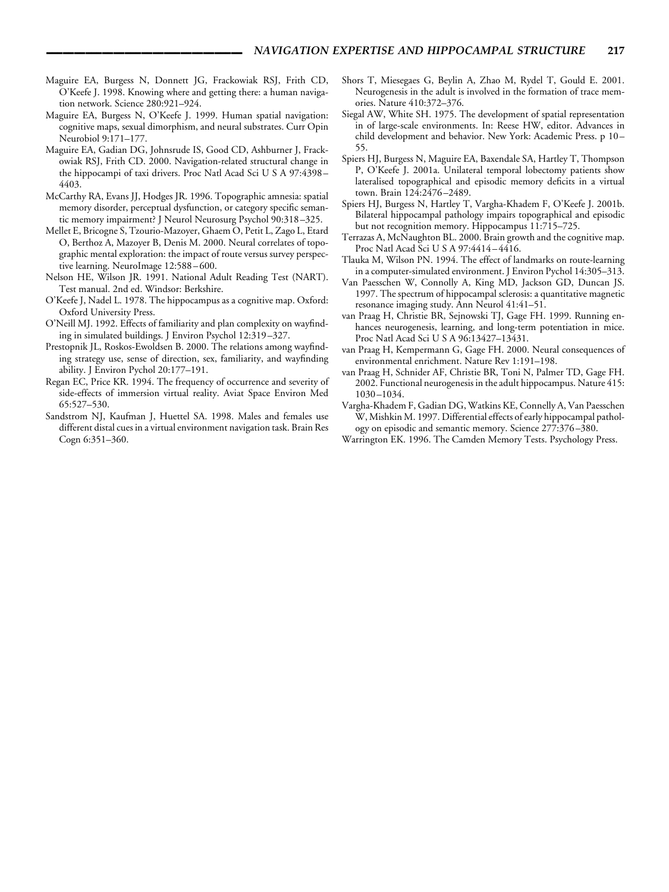Maguire EA, Burgess N, Donnett JG, Frackowiak RSJ, Frith CD, O'Keefe J. 1998. Knowing where and getting there: a human navigation network. Science 280:921–924.

Maguire EA, Burgess N, O'Keefe J. 1999. Human spatial navigation: cognitive maps, sexual dimorphism, and neural substrates. Curr Opin Neurobiol 9:171–177.

Maguire EA, Gadian DG, Johnsrude IS, Good CD, Ashburner J, Frackowiak RSJ, Frith CD. 2000. Navigation-related structural change in the hippocampi of taxi drivers. Proc Natl Acad Sci U S A 97:4398–4403.

McCarthy RA, Evans JJ, Hodges JR. 1996. Topographic amnesia: spatial memory disorder, perceptual dysfunction, or category specific semantic memory impairment? J Neurol Neurosurg Psychol 90:318–325.

Mellet E, Bricogne S, Tzourio-Mazoyer, Ghaem O, Petit L, Zago L, Etard O, Berthoz A, Mazoyer B, Denis M. 2000. Neural correlates of topographic mental exploration: the impact of route versus survey perspective learning. NeuroImage 12:588–600.

Nelson HE, Wilson JR. 1991. National Adult Reading Test (NART). Test manual. 2nd ed. Windsor: Berkshire.

O'Keefe J, Nadel L. 1978. The hippocampus as a cognitive map. Oxford: Oxford University Press.

O'Neill MJ. 1992. Effects of familiarity and plan complexity on wayfinding in simulated buildings. J Environ Psychol 12:319–327.

Prestopnik JL, Roskos-Ewoldsen B. 2000. The relations among wayfinding strategy use, sense of direction, sex, familiarity, and wayfinding ability. J Environ Pychol 20:177–191.

Regan EC, Price KR. 1994. The frequency of occurrence and severity of side-effects of immersion virtual reality. Aviat Space Environ Med 65:527–530.

Sandstrom NJ, Kaufman J, Huettel SA. 1998. Males and females use different distal cues in a virtual environment navigation task. Brain Res Cogn 6:351–360.

Shors T, Miesegaes G, Beylin A, Zhao M, Rydel T, Gould E. 2001. Neurogenesis in the adult is involved in the formation of trace memories. Nature 410:372–376.

Siegal AW, White SH. 1975. The development of spatial representation in of large-scale environments. In: Reese HW, editor. Advances in child development and behavior. New York: Academic Press. p 10–55.

Spiers HJ, Burgess N, Maguire EA, Baxendale SA, Hartley T, Thompson P, O'Keefe J. 2001a. Unilateral temporal lobectomy patients show lateralised topographical and episodic memory deficits in a virtual town. Brain 124:2476–2489.

Spiers HJ, Burgess N, Hartley T, Vargha-Khadem F, O'Keefe J. 2001b. Bilateral hippocampal pathology impairs topographical and episodic but not recognition memory. Hippocampus 11:715–725.

Terrazas A, McNaughton BL. 2000. Brain growth and the cognitive map. Proc Natl Acad Sci U S A 97:4414–4416.

Tlauka M, Wilson PN. 1994. The effect of landmarks on route-learning in a computer-simulated environment. J Environ Pychol 14:305–313.

Van Paesschen W, Connolly A, King MD, Jackson GD, Duncan JS. 1997. The spectrum of hippocampal sclerosis: a quantitative magnetic resonance imaging study. Ann Neurol 41:41–51.

van Praag H, Christie BR, Sejnowski TJ, Gage FH. 1999. Running enhances neurogenesis, learning, and long-term potentiation in mice. Proc Natl Acad Sci U S A 96:13427–13431.

van Praag H, Kempermann G, Gage FH. 2000. Neural consequences of environmental enrichment. Nature Rev 1:191–198.

van Praag H, Schnider AF, Christie BR, Toni N, Palmer TD, Gage FH. 2002. Functional neurogenesis in the adult hippocampus. Nature 415: 1030–1034.

Vargha-Khadem F, Gadian DG, Watkins KE, Connelly A, Van Paesschen W, Mishkin M. 1997. Differential effects of early hippocampal pathology on episodic and semantic memory. Science 277:376–380.

Warrington EK. 1996. The Camden Memory Tests. Psychology Press.